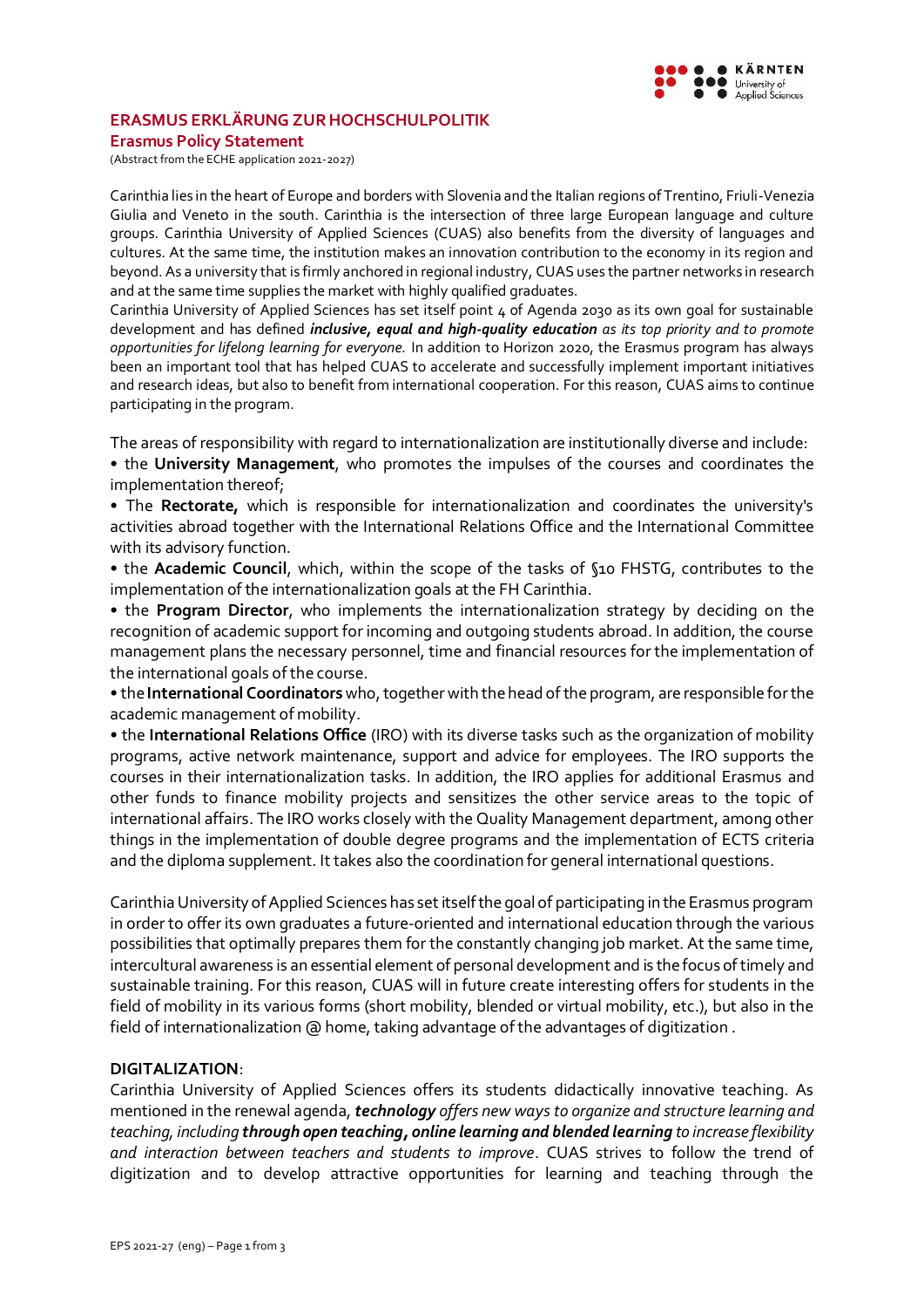## ERASMUS ERKLÄRUNG ZUR HOCHSCHULPOLITIK

### Erasmus Policy Statement

(Abstract from the ECHE application 2021-2027)

Carinthia lies in the heart of Europe and borders with Slovenia and the Italian regions of Trentino, Friuli-Venezia Giulia and Veneto in the south. Carinthia is the intersection of three large European language and culture groups. Carinthia University of Applied Sciences (CUAS) also benefits from the diversity of languages and cultures. At the same time, the institution makes an innovation contribution to the economy in its region and beyond. As a university that is firmly anchored in regional industry, CUAS uses the partner networks in research and at the same time supplies the market with highly qualified graduates.

Carinthia University of Applied Sciences has set itself point 4 of Agenda 2030 as its own goal for sustainable development and has defined ***inclusive, equal and high-quality education*** *as its top priority and to promote opportunities for lifelong learning for everyone.* In addition to Horizon 2020, the Erasmus program has always been an important tool that has helped CUAS to accelerate and successfully implement important initiatives and research ideas, but also to benefit from international cooperation. For this reason, CUAS aims to continue participating in the program.

The areas of responsibility with regard to internationalization are institutionally diverse and include:

- the **University Management**, who promotes the impulses of the courses and coordinates the implementation thereof;
- The **Rectorate,** which is responsible for internationalization and coordinates the university's activities abroad together with the International Relations Office and the International Committee with its advisory function.
- the **Academic Council**, which, within the scope of the tasks of §10 FHSTG, contributes to the implementation of the internationalization goals at the FH Carinthia.
- the **Program Director**, who implements the internationalization strategy by deciding on the recognition of academic support for incoming and outgoing students abroad. In addition, the course management plans the necessary personnel, time and financial resources for the implementation of the international goals of the course.
- the **International Coordinators** who, together with the head of the program, are responsible for the academic management of mobility.
- the **International Relations Office** (IRO) with its diverse tasks such as the organization of mobility programs, active network maintenance, support and advice for employees. The IRO supports the courses in their internationalization tasks. In addition, the IRO applies for additional Erasmus and other funds to finance mobility projects and sensitizes the other service areas to the topic of international affairs. The IRO works closely with the Quality Management department, among other things in the implementation of double degree programs and the implementation of ECTS criteria and the diploma supplement. It takes also the coordination for general international questions.

Carinthia University of Applied Sciences has set itself the goal of participating in the Erasmus program in order to offer its own graduates a future-oriented and international education through the various possibilities that optimally prepares them for the constantly changing job market. At the same time, intercultural awareness is an essential element of personal development and is the focus of timely and sustainable training. For this reason, CUAS will in future create interesting offers for students in the field of mobility in its various forms (short mobility, blended or virtual mobility, etc.), but also in the field of internationalization @ home, taking advantage of the advantages of digitization .

**DIGITALIZATION**:

Carinthia University of Applied Sciences offers its students didactically innovative teaching. As mentioned in the renewal agenda, ***technology*** *offers new ways to organize and structure learning and teaching, including* ***through open teaching, online learning and blended learning*** *to increase flexibility and interaction between teachers and students to improve*. CUAS strives to follow the trend of digitization and to develop attractive opportunities for learning and teaching through the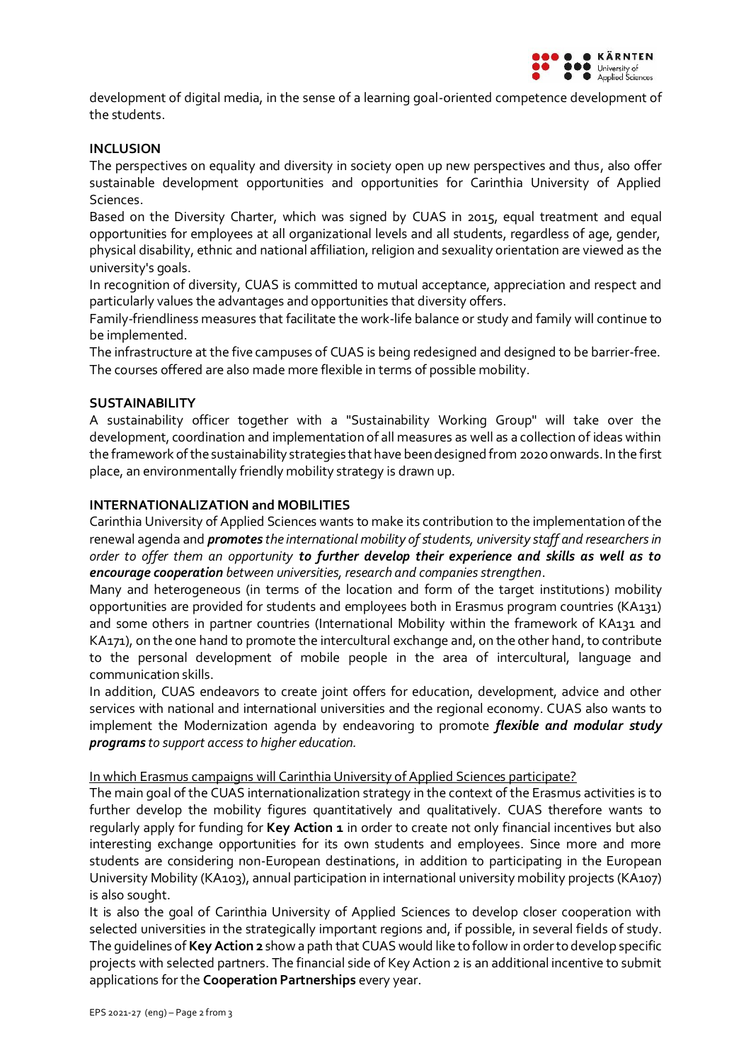development of digital media, in the sense of a learning goal-oriented competence development of the students.

**INCLUSION**

The perspectives on equality and diversity in society open up new perspectives and thus, also offer sustainable development opportunities and opportunities for Carinthia University of Applied Sciences.

Based on the Diversity Charter, which was signed by CUAS in 2015, equal treatment and equal opportunities for employees at all organizational levels and all students, regardless of age, gender, physical disability, ethnic and national affiliation, religion and sexuality orientation are viewed as the university's goals.

In recognition of diversity, CUAS is committed to mutual acceptance, appreciation and respect and particularly values the advantages and opportunities that diversity offers.

Family-friendliness measures that facilitate the work-life balance or study and family will continue to be implemented.

The infrastructure at the five campuses of CUAS is being redesigned and designed to be barrier-free. The courses offered are also made more flexible in terms of possible mobility.

**SUSTAINABILITY**

A sustainability officer together with a "Sustainability Working Group" will take over the development, coordination and implementation of all measures as well as a collection of ideas within the framework of the sustainability strategies that have been designed from 2020 onwards. In the first place, an environmentally friendly mobility strategy is drawn up.

**INTERNATIONALIZATION and MOBILITIES**

Carinthia University of Applied Sciences wants to make its contribution to the implementation of the renewal agenda and ***promotes*** *the international mobility of students, university staff and researchers in order to offer them an opportunity* ***to further develop their experience and skills as well as to encourage cooperation*** *between universities, research and companies strengthen*.

Many and heterogeneous (in terms of the location and form of the target institutions) mobility opportunities are provided for students and employees both in Erasmus program countries (KA131) and some others in partner countries (International Mobility within the framework of KA131 and KA171), on the one hand to promote the intercultural exchange and, on the other hand, to contribute to the personal development of mobile people in the area of intercultural, language and communication skills.

In addition, CUAS endeavors to create joint offers for education, development, advice and other services with national and international universities and the regional economy. CUAS also wants to implement the Modernization agenda by endeavoring to promote ***flexible and modular study programs*** *to support access to higher education.*

<u>In which Erasmus campaigns will Carinthia University of Applied Sciences participate?</u>

The main goal of the CUAS internationalization strategy in the context of the Erasmus activities is to further develop the mobility figures quantitatively and qualitatively. CUAS therefore wants to regularly apply for funding for **Key Action 1** in order to create not only financial incentives but also interesting exchange opportunities for its own students and employees. Since more and more students are considering non-European destinations, in addition to participating in the European University Mobility (KA103), annual participation in international university mobility projects (KA107) is also sought.

It is also the goal of Carinthia University of Applied Sciences to develop closer cooperation with selected universities in the strategically important regions and, if possible, in several fields of study. The guidelines of **Key Action 2** show a path that CUAS would like to follow in order to develop specific projects with selected partners. The financial side of Key Action 2 is an additional incentive to submit applications for the **Cooperation Partnerships** every year.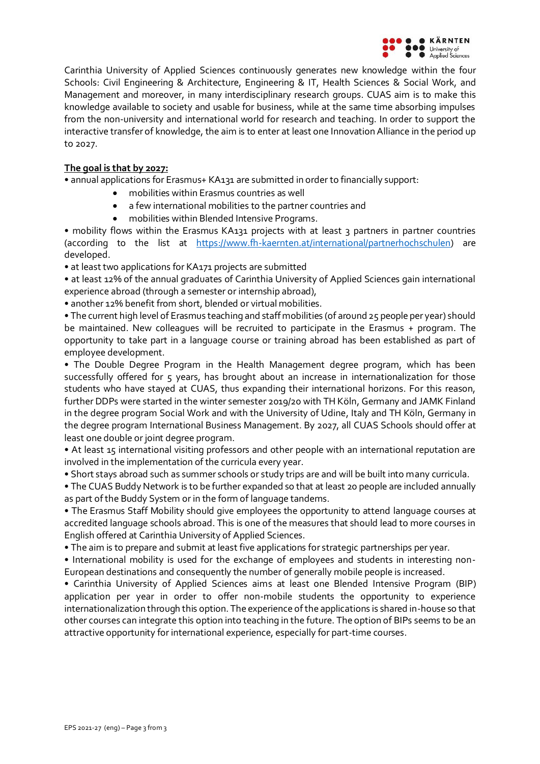Carinthia University of Applied Sciences continuously generates new knowledge within the four Schools: Civil Engineering & Architecture, Engineering & IT, Health Sciences & Social Work, and Management and moreover, in many interdisciplinary research groups. CUAS aim is to make this knowledge available to society and usable for business, while at the same time absorbing impulses from the non-university and international world for research and teaching. In order to support the interactive transfer of knowledge, the aim is to enter at least one Innovation Alliance in the period up to 2027.

**The goal is that by 2027:**

• annual applications for Erasmus+ KA131 are submitted in order to financially support:

- mobilities within Erasmus countries as well
- a few international mobilities to the partner countries and
- mobilities within Blended Intensive Programs.

• mobility flows within the Erasmus KA131 projects with at least 3 partners in partner countries (according to the list at https://www.fh-kaernten.at/international/partnerhochschulen) are developed.

• at least two applications for KA171 projects are submitted

• at least 12% of the annual graduates of Carinthia University of Applied Sciences gain international experience abroad (through a semester or internship abroad),

• another 12% benefit from short, blended or virtual mobilities.

• The current high level of Erasmus teaching and staff mobilities (of around 25 people per year) should be maintained. New colleagues will be recruited to participate in the Erasmus + program. The opportunity to take part in a language course or training abroad has been established as part of employee development.

• The Double Degree Program in the Health Management degree program, which has been successfully offered for 5 years, has brought about an increase in internationalization for those students who have stayed at CUAS, thus expanding their international horizons. For this reason, further DDPs were started in the winter semester 2019/20 with TH Köln, Germany and JAMK Finland in the degree program Social Work and with the University of Udine, Italy and TH Köln, Germany in the degree program International Business Management. By 2027, all CUAS Schools should offer at least one double or joint degree program.

• At least 15 international visiting professors and other people with an international reputation are involved in the implementation of the curricula every year.

• Short stays abroad such as summer schools or study trips are and will be built into many curricula.

• The CUAS Buddy Network is to be further expanded so that at least 20 people are included annually as part of the Buddy System or in the form of language tandems.

• The Erasmus Staff Mobility should give employees the opportunity to attend language courses at accredited language schools abroad. This is one of the measures that should lead to more courses in English offered at Carinthia University of Applied Sciences.

• The aim is to prepare and submit at least five applications for strategic partnerships per year.

• International mobility is used for the exchange of employees and students in interesting non-European destinations and consequently the number of generally mobile people is increased.

• Carinthia University of Applied Sciences aims at least one Blended Intensive Program (BIP) application per year in order to offer non-mobile students the opportunity to experience internationalization through this option. The experience of the applications is shared in-house so that other courses can integrate this option into teaching in the future. The option of BIPs seems to be an attractive opportunity for international experience, especially for part-time courses.